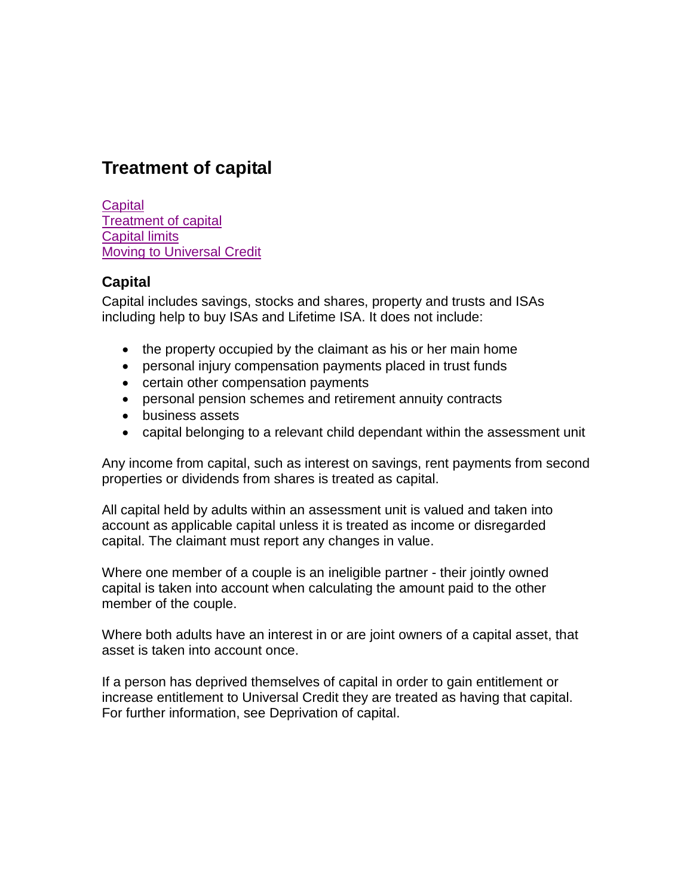# Treatment of capital

Capital
Treatment of capital
Capital limits
Moving to Universal Credit

## Capital

Capital includes savings, stocks and shares, property and trusts and ISAs including help to buy ISAs and Lifetime ISA. It does not include:

- the property occupied by the claimant as his or her main home
- personal injury compensation payments placed in trust funds
- certain other compensation payments
- personal pension schemes and retirement annuity contracts
- business assets
- capital belonging to a relevant child dependant within the assessment unit

Any income from capital, such as interest on savings, rent payments from second properties or dividends from shares is treated as capital.

All capital held by adults within an assessment unit is valued and taken into account as applicable capital unless it is treated as income or disregarded capital. The claimant must report any changes in value.

Where one member of a couple is an ineligible partner - their jointly owned capital is taken into account when calculating the amount paid to the other member of the couple.

Where both adults have an interest in or are joint owners of a capital asset, that asset is taken into account once.

If a person has deprived themselves of capital in order to gain entitlement or increase entitlement to Universal Credit they are treated as having that capital. For further information, see Deprivation of capital.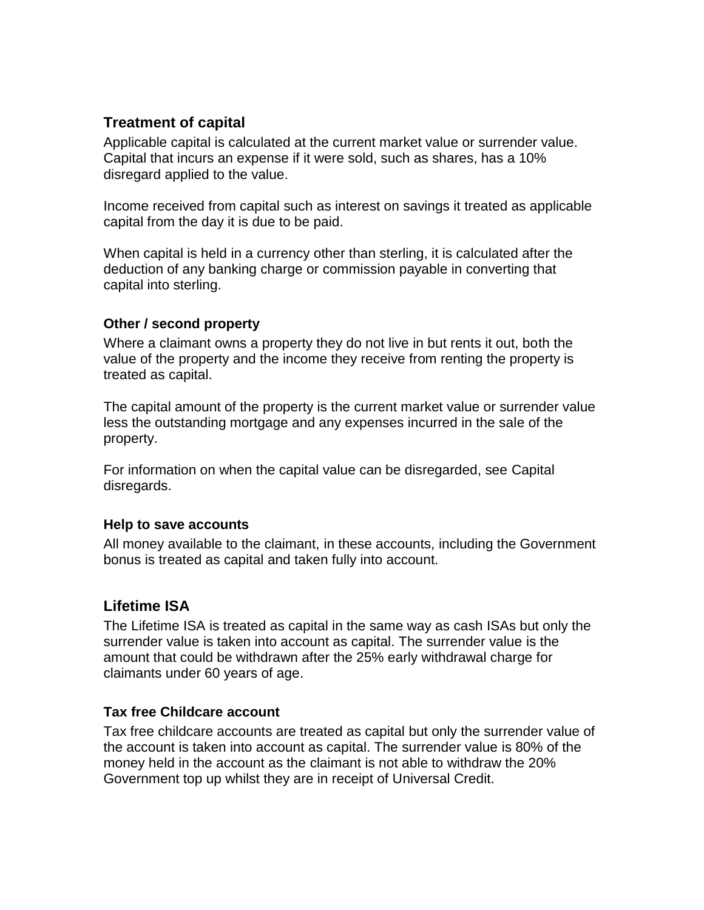## Treatment of capital

Applicable capital is calculated at the current market value or surrender value. Capital that incurs an expense if it were sold, such as shares, has a 10% disregard applied to the value.

Income received from capital such as interest on savings it treated as applicable capital from the day it is due to be paid.

When capital is held in a currency other than sterling, it is calculated after the deduction of any banking charge or commission payable in converting that capital into sterling.

### Other / second property

Where a claimant owns a property they do not live in but rents it out, both the value of the property and the income they receive from renting the property is treated as capital.

The capital amount of the property is the current market value or surrender value less the outstanding mortgage and any expenses incurred in the sale of the property.

For information on when the capital value can be disregarded, see Capital disregards.

### Help to save accounts

All money available to the claimant, in these accounts, including the Government bonus is treated as capital and taken fully into account.

## Lifetime ISA

The Lifetime ISA is treated as capital in the same way as cash ISAs but only the surrender value is taken into account as capital. The surrender value is the amount that could be withdrawn after the 25% early withdrawal charge for claimants under 60 years of age.

### Tax free Childcare account

Tax free childcare accounts are treated as capital but only the surrender value of the account is taken into account as capital. The surrender value is 80% of the money held in the account as the claimant is not able to withdraw the 20% Government top up whilst they are in receipt of Universal Credit.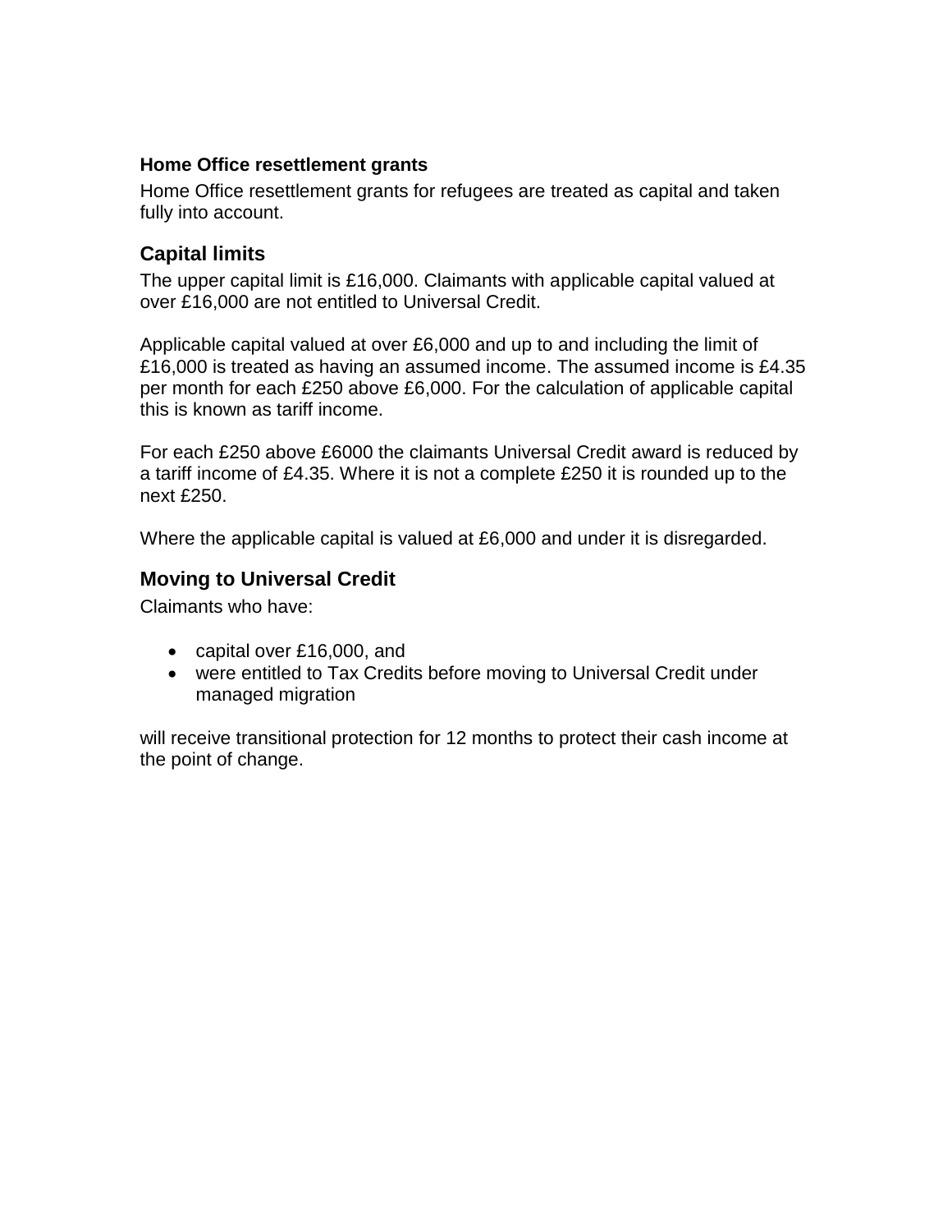**Home Office resettlement grants**

Home Office resettlement grants for refugees are treated as capital and taken fully into account.

## Capital limits

The upper capital limit is £16,000. Claimants with applicable capital valued at over £16,000 are not entitled to Universal Credit.

Applicable capital valued at over £6,000 and up to and including the limit of £16,000 is treated as having an assumed income. The assumed income is £4.35 per month for each £250 above £6,000. For the calculation of applicable capital this is known as tariff income.

For each £250 above £6000 the claimants Universal Credit award is reduced by a tariff income of £4.35. Where it is not a complete £250 it is rounded up to the next £250.

Where the applicable capital is valued at £6,000 and under it is disregarded.

## Moving to Universal Credit

Claimants who have:

- capital over £16,000, and
- were entitled to Tax Credits before moving to Universal Credit under managed migration

will receive transitional protection for 12 months to protect their cash income at the point of change.